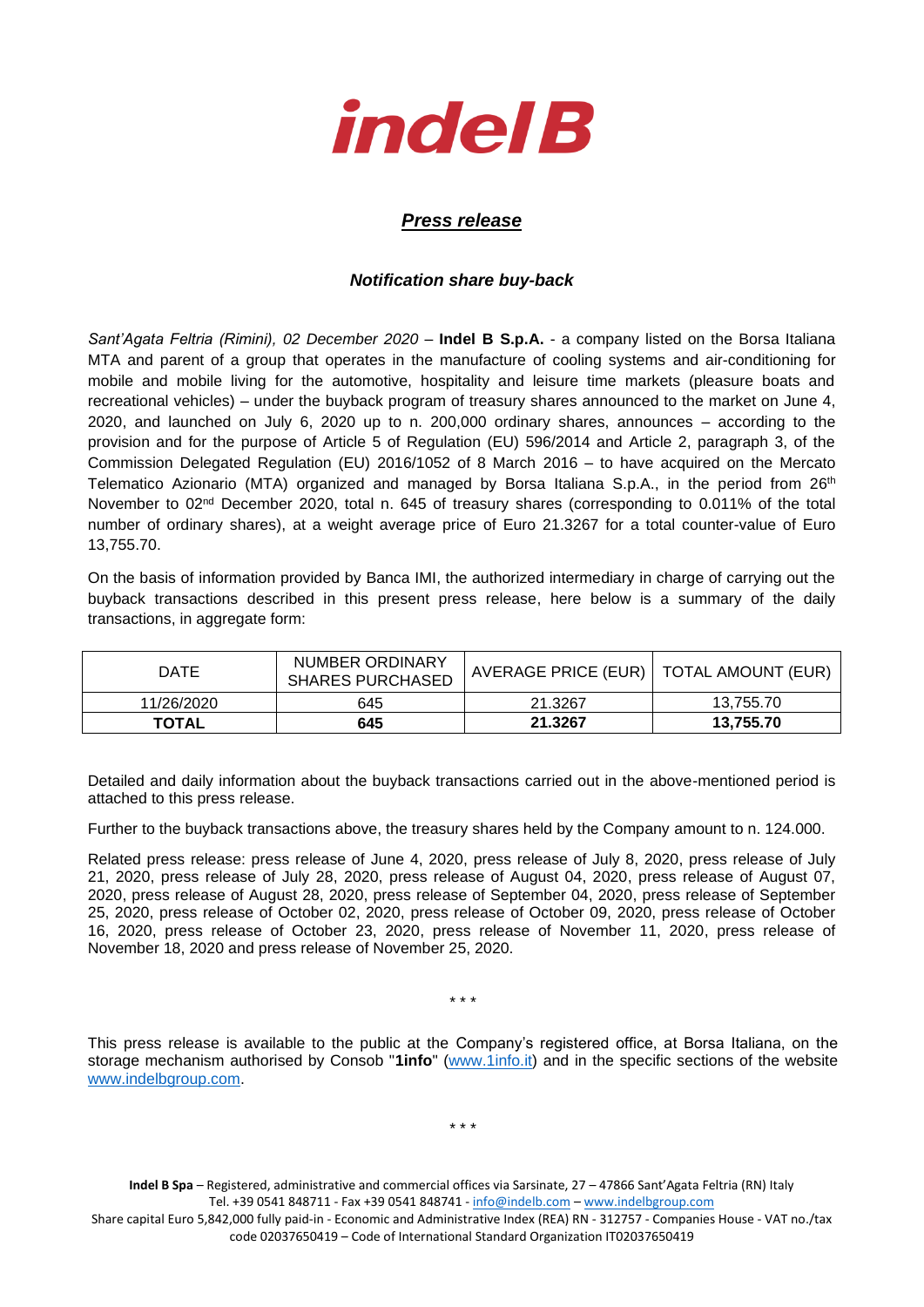indel B

***Press release***

***Notification share buy-back***

*Sant'Agata Feltria (Rimini), 02 December 2020* – **Indel B S.p.A.** - a company listed on the Borsa Italiana MTA and parent of a group that operates in the manufacture of cooling systems and air-conditioning for mobile and mobile living for the automotive, hospitality and leisure time markets (pleasure boats and recreational vehicles) – under the buyback program of treasury shares announced to the market on June 4, 2020, and launched on July 6, 2020 up to n. 200,000 ordinary shares, announces – according to the provision and for the purpose of Article 5 of Regulation (EU) 596/2014 and Article 2, paragraph 3, of the Commission Delegated Regulation (EU) 2016/1052 of 8 March 2016 – to have acquired on the Mercato Telematico Azionario (MTA) organized and managed by Borsa Italiana S.p.A., in the period from 26th November to 02nd December 2020, total n. 645 of treasury shares (corresponding to 0.011% of the total number of ordinary shares), at a weight average price of Euro 21.3267 for a total counter-value of Euro 13,755.70.

On the basis of information provided by Banca IMI, the authorized intermediary in charge of carrying out the buyback transactions described in this present press release, here below is a summary of the daily transactions, in aggregate form:

| DATE | NUMBER ORDINARY SHARES PURCHASED | AVERAGE PRICE (EUR) | TOTAL AMOUNT (EUR) |
|---|---|---|---|
| 11/26/2020 | 645 | 21.3267 | 13,755.70 |
| **TOTAL** | **645** | **21.3267** | **13,755.70** |

Detailed and daily information about the buyback transactions carried out in the above-mentioned period is attached to this press release.

Further to the buyback transactions above, the treasury shares held by the Company amount to n. 124.000.

Related press release: press release of June 4, 2020, press release of July 8, 2020, press release of July 21, 2020, press release of July 28, 2020, press release of August 04, 2020, press release of August 07, 2020, press release of August 28, 2020, press release of September 04, 2020, press release of September 25, 2020, press release of October 02, 2020, press release of October 09, 2020, press release of October 16, 2020, press release of October 23, 2020, press release of November 11, 2020, press release of November 18, 2020 and press release of November 25, 2020.

\* \* \*

This press release is available to the public at the Company's registered office, at Borsa Italiana, on the storage mechanism authorised by Consob "**1info**" (www.1info.it) and in the specific sections of the website www.indelbgroup.com.

\* \* \*

**Indel B Spa** – Registered, administrative and commercial offices via Sarsinate, 27 – 47866 Sant'Agata Feltria (RN) Italy
Tel. +39 0541 848711 - Fax +39 0541 848741 - info@indelb.com – www.indelbgroup.com
Share capital Euro 5,842,000 fully paid-in - Economic and Administrative Index (REA) RN - 312757 - Companies House - VAT no./tax code 02037650419 – Code of International Standard Organization IT02037650419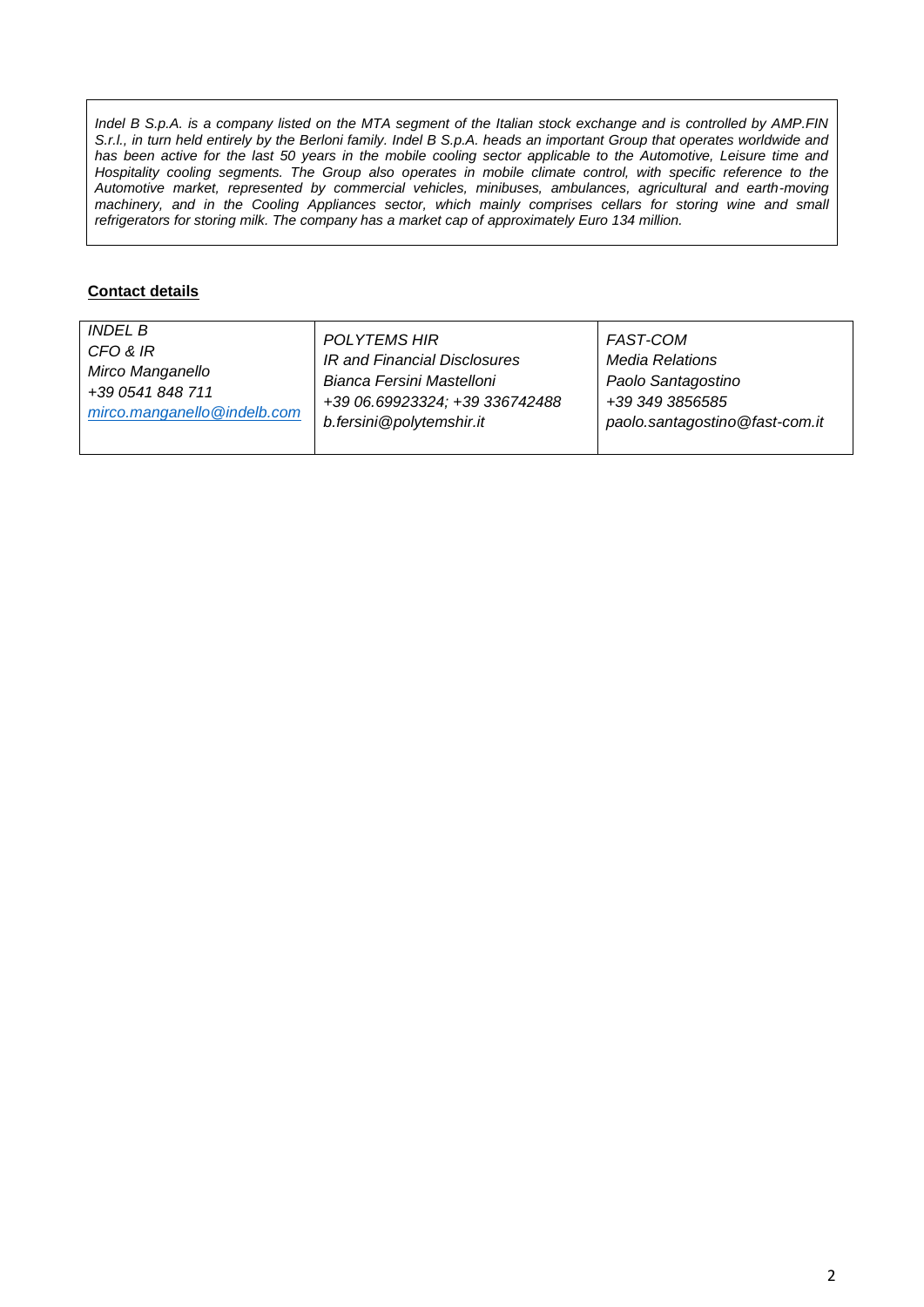*Indel B S.p.A. is a company listed on the MTA segment of the Italian stock exchange and is controlled by AMP.FIN S.r.l., in turn held entirely by the Berloni family. Indel B S.p.A. heads an important Group that operates worldwide and has been active for the last 50 years in the mobile cooling sector applicable to the Automotive, Leisure time and Hospitality cooling segments. The Group also operates in mobile climate control, with specific reference to the Automotive market, represented by commercial vehicles, minibuses, ambulances, agricultural and earth-moving machinery, and in the Cooling Appliances sector, which mainly comprises cellars for storing wine and small refrigerators for storing milk. The company has a market cap of approximately Euro 134 million.*

**Contact details**

| | | |
|---|---|---|
| *INDEL B*<br>*CFO & IR*<br>*Mirco Manganello*<br>*+39 0541 848 711*<br>*mirco.manganello@indelb.com* | *POLYTEMS HIR*<br>*IR and Financial Disclosures*<br>*Bianca Fersini Mastelloni*<br>*+39 06.69923324; +39 336742488*<br>*b.fersini@polytemshir.it* | *FAST-COM*<br>*Media Relations*<br>*Paolo Santagostino*<br>*+39 349 3856585*<br>*paolo.santagostino@fast-com.it* |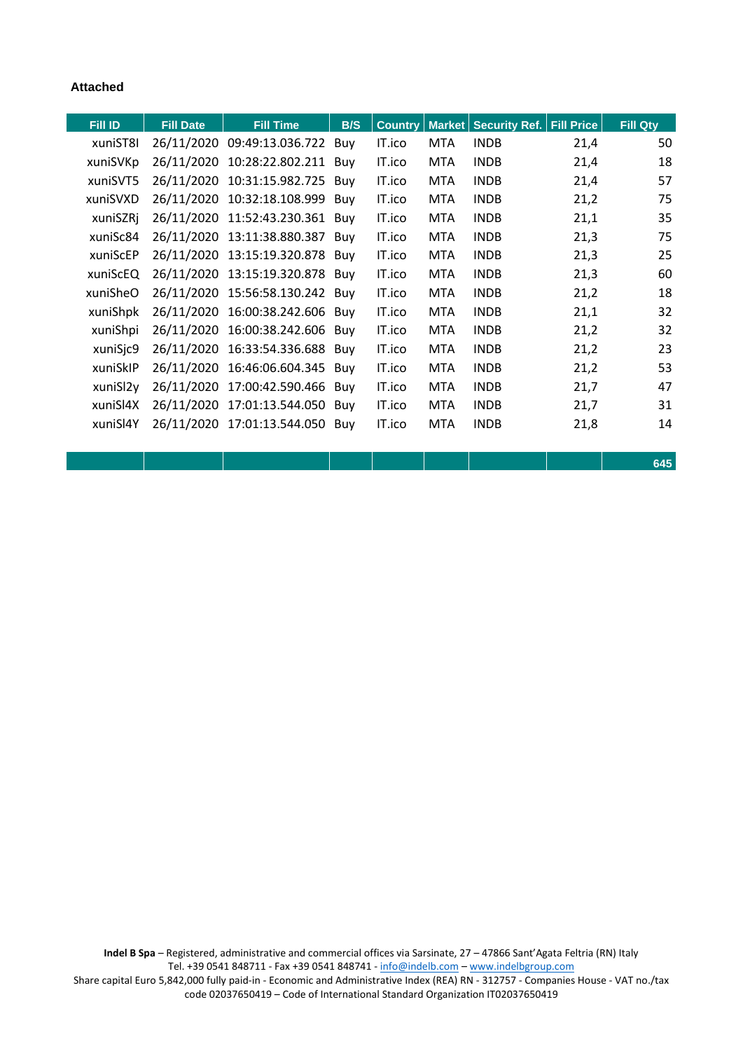**Attached**

| Fill ID | Fill Date | Fill Time | B/S | Country | Market | Security Ref. | Fill Price | Fill Qty |
|---|---|---|---|---|---|---|---|---|
| xuniST8I | 26/11/2020 | 09:49:13.036.722 | Buy | IT.ico | MTA | INDB | 21,4 | 50 |
| xuniSVKp | 26/11/2020 | 10:28:22.802.211 | Buy | IT.ico | MTA | INDB | 21,4 | 18 |
| xuniSVT5 | 26/11/2020 | 10:31:15.982.725 | Buy | IT.ico | MTA | INDB | 21,4 | 57 |
| xuniSVXD | 26/11/2020 | 10:32:18.108.999 | Buy | IT.ico | MTA | INDB | 21,2 | 75 |
| xuniSZRj | 26/11/2020 | 11:52:43.230.361 | Buy | IT.ico | MTA | INDB | 21,1 | 35 |
| xuniSc84 | 26/11/2020 | 13:11:38.880.387 | Buy | IT.ico | MTA | INDB | 21,3 | 75 |
| xuniScEP | 26/11/2020 | 13:15:19.320.878 | Buy | IT.ico | MTA | INDB | 21,3 | 25 |
| xuniScEQ | 26/11/2020 | 13:15:19.320.878 | Buy | IT.ico | MTA | INDB | 21,3 | 60 |
| xuniSheO | 26/11/2020 | 15:56:58.130.242 | Buy | IT.ico | MTA | INDB | 21,2 | 18 |
| xuniShpk | 26/11/2020 | 16:00:38.242.606 | Buy | IT.ico | MTA | INDB | 21,1 | 32 |
| xuniShpi | 26/11/2020 | 16:00:38.242.606 | Buy | IT.ico | MTA | INDB | 21,2 | 32 |
| xuniSjc9 | 26/11/2020 | 16:33:54.336.688 | Buy | IT.ico | MTA | INDB | 21,2 | 23 |
| xuniSkIP | 26/11/2020 | 16:46:06.604.345 | Buy | IT.ico | MTA | INDB | 21,2 | 53 |
| xuniSl2y | 26/11/2020 | 17:00:42.590.466 | Buy | IT.ico | MTA | INDB | 21,7 | 47 |
| xuniSl4X | 26/11/2020 | 17:01:13.544.050 | Buy | IT.ico | MTA | INDB | 21,7 | 31 |
| xuniSl4Y | 26/11/2020 | 17:01:13.544.050 | Buy | IT.ico | MTA | INDB | 21,8 | 14 |
| | | | | | | | | 645 |

**Indel B Spa** – Registered, administrative and commercial offices via Sarsinate, 27 – 47866 Sant'Agata Feltria (RN) Italy
Tel. +39 0541 848711 - Fax +39 0541 848741 - info@indelb.com – www.indelbgroup.com
Share capital Euro 5,842,000 fully paid-in - Economic and Administrative Index (REA) RN - 312757 - Companies House - VAT no./tax code 02037650419 – Code of International Standard Organization IT02037650419